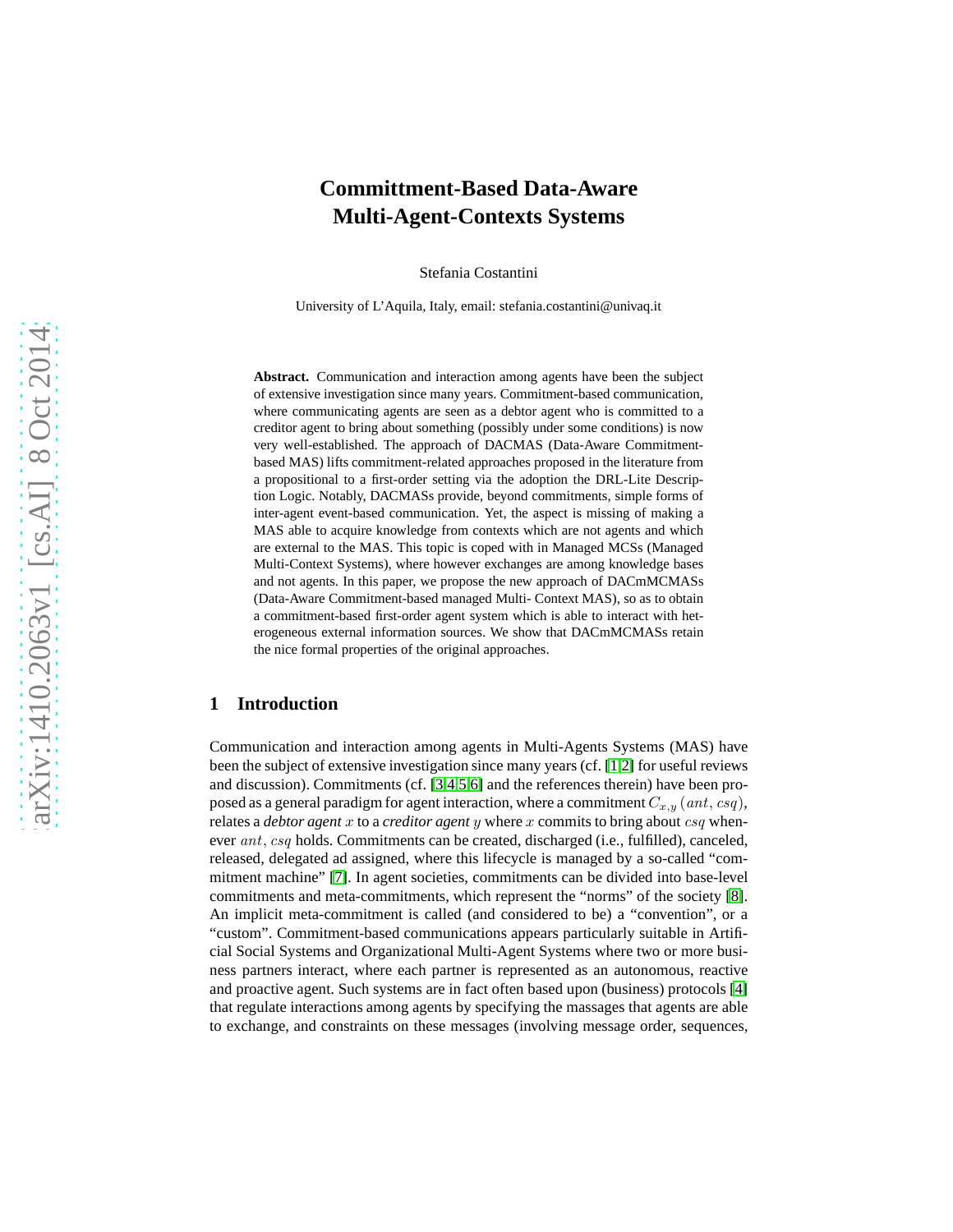# Committment-Based Data-Aware Multi-Agent-Contexts Systems

Stefania Costantini

University of L'Aquila, Italy, email: stefania.costantini@univaq.it

**Abstract.** Communication and interaction among agents have been the subject of extensive investigation since many years. Commitment-based communication, where communicating agents are seen as a debtor agent who is committed to a creditor agent to bring about something (possibly under some conditions) is now very well-established. The approach of DACMAS (Data-Aware Commitment-based MAS) lifts commitment-related approaches proposed in the literature from a propositional to a first-order setting via the adoption the DRL-Lite Description Logic. Notably, DACMASs provide, beyond commitments, simple forms of inter-agent event-based communication. Yet, the aspect is missing of making a MAS able to acquire knowledge from contexts which are not agents and which are external to the MAS. This topic is coped with in Managed MCSs (Managed Multi-Context Systems), where however exchanges are among knowledge bases and not agents. In this paper, we propose the new approach of DACmMCMASs (Data-Aware Commitment-based managed Multi- Context MAS), so as to obtain a commitment-based first-order agent system which is able to interact with heterogeneous external information sources. We show that DACmMCMASs retain the nice formal properties of the original approaches.

## 1 Introduction

Communication and interaction among agents in Multi-Agents Systems (MAS) have been the subject of extensive investigation since many years (cf. [1,2] for useful reviews and discussion). Commitments (cf. [3,4,5,6] and the references therein) have been proposed as a general paradigm for agent interaction, where a commitment $C_{x,y}(ant, csq)$, relates a *debtor agent* $x$ to a *creditor agent* $y$ where $x$ commits to bring about $csq$ whenever $ant, csq$ holds. Commitments can be created, discharged (i.e., fulfilled), canceled, released, delegated ad assigned, where this lifecycle is managed by a so-called "commitment machine" [7]. In agent societies, commitments can be divided into base-level commitments and meta-commitments, which represent the "norms" of the society [8]. An implicit meta-commitment is called (and considered to be) a "convention", or a "custom". Commitment-based communications appears particularly suitable in Artificial Social Systems and Organizational Multi-Agent Systems where two or more business partners interact, where each partner is represented as an autonomous, reactive and proactive agent. Such systems are in fact often based upon (business) protocols [4] that regulate interactions among agents by specifying the massages that agents are able to exchange, and constraints on these messages (involving message order, sequences,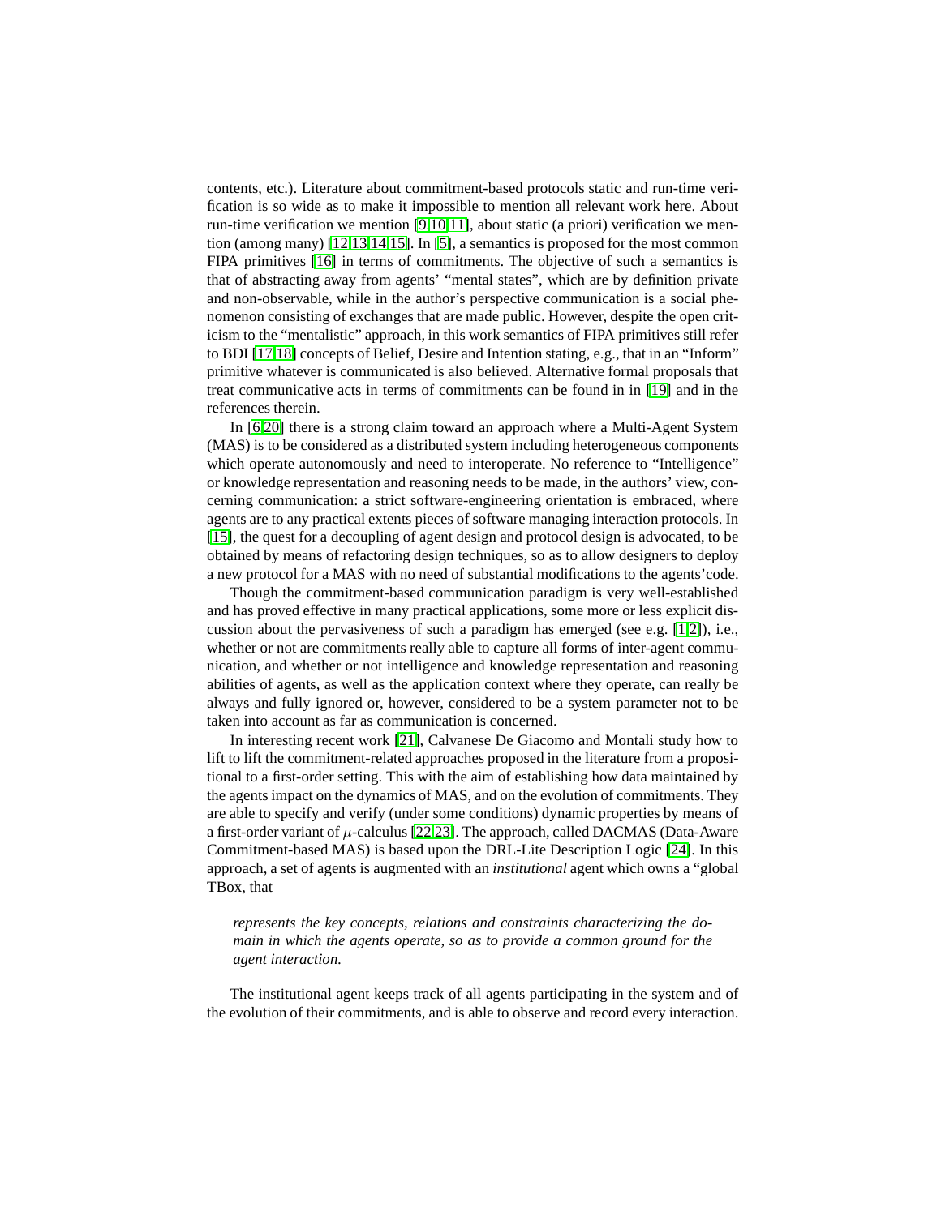contents, etc.). Literature about commitment-based protocols static and run-time verification is so wide as to make it impossible to mention all relevant work here. About run-time verification we mention [9,10,11], about static (a priori) verification we mention (among many) [12,13,14,15]. In [5], a semantics is proposed for the most common FIPA primitives [16] in terms of commitments. The objective of such a semantics is that of abstracting away from agents' "mental states", which are by definition private and non-observable, while in the author's perspective communication is a social phenomenon consisting of exchanges that are made public. However, despite the open criticism to the "mentalistic" approach, in this work semantics of FIPA primitives still refer to BDI [17,18] concepts of Belief, Desire and Intention stating, e.g., that in an "Inform" primitive whatever is communicated is also believed. Alternative formal proposals that treat communicative acts in terms of commitments can be found in in [19] and in the references therein.

In [6,20] there is a strong claim toward an approach where a Multi-Agent System (MAS) is to be considered as a distributed system including heterogeneous components which operate autonomously and need to interoperate. No reference to "Intelligence" or knowledge representation and reasoning needs to be made, in the authors' view, concerning communication: a strict software-engineering orientation is embraced, where agents are to any practical extents pieces of software managing interaction protocols. In [15], the quest for a decoupling of agent design and protocol design is advocated, to be obtained by means of refactoring design techniques, so as to allow designers to deploy a new protocol for a MAS with no need of substantial modifications to the agents'code.

Though the commitment-based communication paradigm is very well-established and has proved effective in many practical applications, some more or less explicit discussion about the pervasiveness of such a paradigm has emerged (see e.g. [1,2]), i.e., whether or not are commitments really able to capture all forms of inter-agent communication, and whether or not intelligence and knowledge representation and reasoning abilities of agents, as well as the application context where they operate, can really be always and fully ignored or, however, considered to be a system parameter not to be taken into account as far as communication is concerned.

In interesting recent work [21], Calvanese De Giacomo and Montali study how to lift to lift the commitment-related approaches proposed in the literature from a propositional to a first-order setting. This with the aim of establishing how data maintained by the agents impact on the dynamics of MAS, and on the evolution of commitments. They are able to specify and verify (under some conditions) dynamic properties by means of a first-order variant of $\mu$-calculus [22,23]. The approach, called DACMAS (Data-Aware Commitment-based MAS) is based upon the DRL-Lite Description Logic [24]. In this approach, a set of agents is augmented with an *institutional* agent which owns a "global TBox, that

> *represents the key concepts, relations and constraints characterizing the domain in which the agents operate, so as to provide a common ground for the agent interaction.*

The institutional agent keeps track of all agents participating in the system and of the evolution of their commitments, and is able to observe and record every interaction.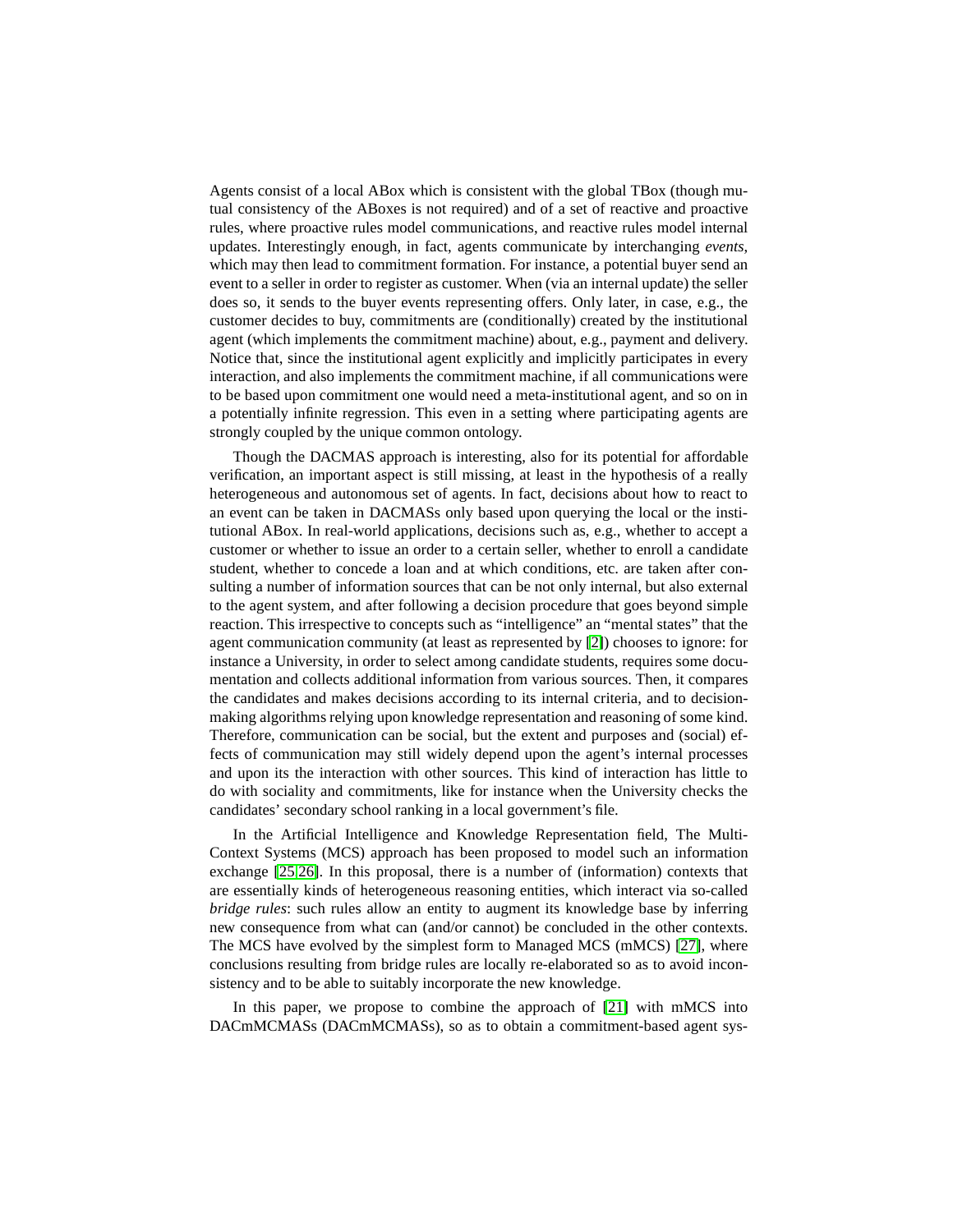Agents consist of a local ABox which is consistent with the global TBox (though mutual consistency of the ABoxes is not required) and of a set of reactive and proactive rules, where proactive rules model communications, and reactive rules model internal updates. Interestingly enough, in fact, agents communicate by interchanging *events*, which may then lead to commitment formation. For instance, a potential buyer send an event to a seller in order to register as customer. When (via an internal update) the seller does so, it sends to the buyer events representing offers. Only later, in case, e.g., the customer decides to buy, commitments are (conditionally) created by the institutional agent (which implements the commitment machine) about, e.g., payment and delivery. Notice that, since the institutional agent explicitly and implicitly participates in every interaction, and also implements the commitment machine, if all communications were to be based upon commitment one would need a meta-institutional agent, and so on in a potentially infinite regression. This even in a setting where participating agents are strongly coupled by the unique common ontology.

Though the DACMAS approach is interesting, also for its potential for affordable verification, an important aspect is still missing, at least in the hypothesis of a really heterogeneous and autonomous set of agents. In fact, decisions about how to react to an event can be taken in DACMASs only based upon querying the local or the institutional ABox. In real-world applications, decisions such as, e.g., whether to accept a customer or whether to issue an order to a certain seller, whether to enroll a candidate student, whether to concede a loan and at which conditions, etc. are taken after consulting a number of information sources that can be not only internal, but also external to the agent system, and after following a decision procedure that goes beyond simple reaction. This irrespective to concepts such as "intelligence" an "mental states" that the agent communication community (at least as represented by [2]) chooses to ignore: for instance a University, in order to select among candidate students, requires some documentation and collects additional information from various sources. Then, it compares the candidates and makes decisions according to its internal criteria, and to decision-making algorithms relying upon knowledge representation and reasoning of some kind. Therefore, communication can be social, but the extent and purposes and (social) effects of communication may still widely depend upon the agent's internal processes and upon its the interaction with other sources. This kind of interaction has little to do with sociality and commitments, like for instance when the University checks the candidates' secondary school ranking in a local government's file.

In the Artificial Intelligence and Knowledge Representation field, The Multi-Context Systems (MCS) approach has been proposed to model such an information exchange [25,26]. In this proposal, there is a number of (information) contexts that are essentially kinds of heterogeneous reasoning entities, which interact via so-called *bridge rules*: such rules allow an entity to augment its knowledge base by inferring new consequence from what can (and/or cannot) be concluded in the other contexts. The MCS have evolved by the simplest form to Managed MCS (mMCS) [27], where conclusions resulting from bridge rules are locally re-elaborated so as to avoid inconsistency and to be able to suitably incorporate the new knowledge.

In this paper, we propose to combine the approach of [21] with mMCS into DACmMCMASs (DACmMCMASs), so as to obtain a commitment-based agent sys-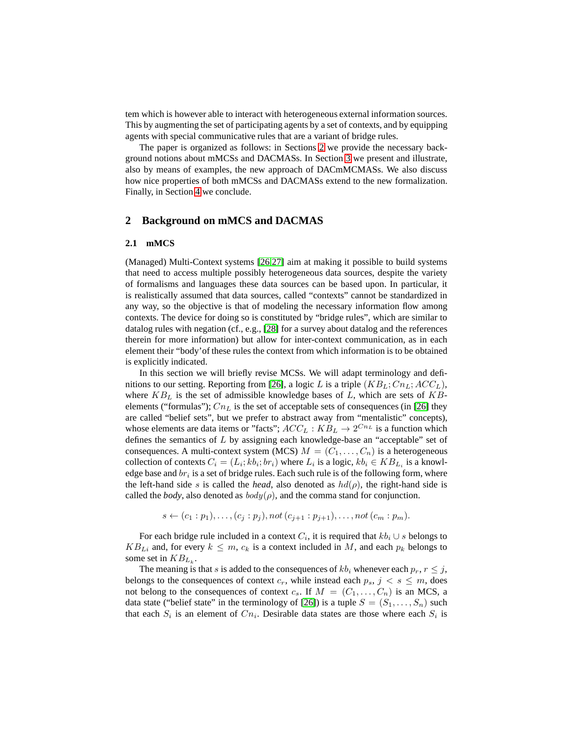tem which is however able to interact with heterogeneous external information sources. This by augmenting the set of participating agents by a set of contexts, and by equipping agents with special communicative rules that are a variant of bridge rules.

The paper is organized as follows: in Sections 2 we provide the necessary background notions about mMCSs and DACMASs. In Section 3 we present and illustrate, also by means of examples, the new approach of DACmMCMASs. We also discuss how nice properties of both mMCSs and DACMASs extend to the new formalization. Finally, in Section 4 we conclude.

## 2 Background on mMCS and DACMAS

### 2.1 mMCS

(Managed) Multi-Context systems [26,27] aim at making it possible to build systems that need to access multiple possibly heterogeneous data sources, despite the variety of formalisms and languages these data sources can be based upon. In particular, it is realistically assumed that data sources, called "contexts" cannot be standardized in any way, so the objective is that of modeling the necessary information flow among contexts. The device for doing so is constituted by "bridge rules", which are similar to datalog rules with negation (cf., e.g., [28] for a survey about datalog and the references therein for more information) but allow for inter-context communication, as in each element their "body'of these rules the context from which information is to be obtained is explicitly indicated.

In this section we will briefly revise MCSs. We will adapt terminology and definitions to our setting. Reporting from [26], a logic $L$ is a triple $(KB_L; Cn_L; ACC_L)$, where $KB_L$ is the set of admissible knowledge bases of $L$, which are sets of $KB$-elements ("formulas"); $Cn_L$ is the set of acceptable sets of consequences (in [26] they are called "belief sets", but we prefer to abstract away from "mentalistic" concepts), whose elements are data items or "facts"; $ACC_L : KB_L \rightarrow 2^{Cn_L}$ is a function which defines the semantics of $L$ by assigning each knowledge-base an "acceptable" set of consequences. A multi-context system (MCS) $M = (C_1, \dots, C_n)$ is a heterogeneous collection of contexts $C_i = (L_i; kb_i; br_i)$ where $L_i$ is a logic, $kb_i \in KB_{L_i}$ is a knowledge base and $br_i$ is a set of bridge rules. Each such rule is of the following form, where the left-hand side $s$ is called the ***head***, also denoted as $hd(\rho)$, the right-hand side is called the ***body***, also denoted as $body(\rho)$, and the comma stand for conjunction.

$$s \leftarrow (c_1 : p_1), \dots, (c_j : p_j), not\,(c_{j+1} : p_{j+1}), \dots, not\,(c_m : p_m).$$

For each bridge rule included in a context $C_i$, it is required that $kb_i \cup s$ belongs to $KB_{Li}$ and, for every $k \leq m$, $c_k$ is a context included in $M$, and each $p_k$ belongs to some set in $KB_{L_k}$.

The meaning is that $s$ is added to the consequences of $kb_i$ whenever each $p_r$, $r \leq j$, belongs to the consequences of context $c_r$, while instead each $p_s$, $j < s \leq m$, does not belong to the consequences of context $c_s$. If $M = (C_1, \dots, C_n)$ is an MCS, a data state ("belief state" in the terminology of [26]) is a tuple $S = (S_1, \dots, S_n)$ such that each $S_i$ is an element of $Cn_i$. Desirable data states are those where each $S_i$ is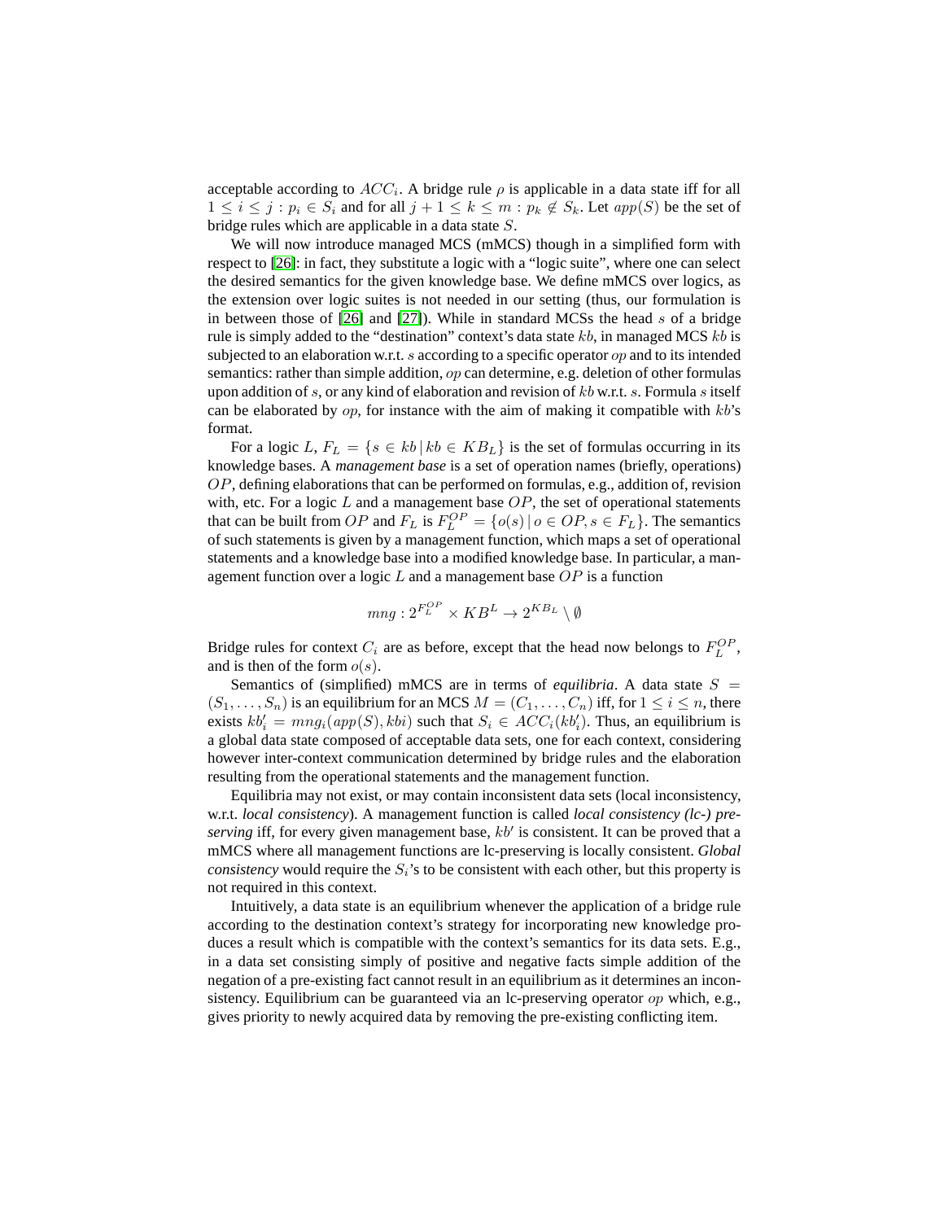acceptable according to $ACC_i$. A bridge rule $\rho$ is applicable in a data state iff for all $1 \leq i \leq j : p_i \in S_i$ and for all $j+1 \leq k \leq m : p_k \notin S_k$. Let $app(S)$ be the set of bridge rules which are applicable in a data state $S$.

We will now introduce managed MCS (mMCS) though in a simplified form with respect to [26]: in fact, they substitute a logic with a "logic suite", where one can select the desired semantics for the given knowledge base. We define mMCS over logics, as the extension over logic suites is not needed in our setting (thus, our formulation is in between those of [26] and [27]). While in standard MCSs the head $s$ of a bridge rule is simply added to the "destination" context's data state $kb$, in managed MCS $kb$ is subjected to an elaboration w.r.t. $s$ according to a specific operator $op$ and to its intended semantics: rather than simple addition, $op$ can determine, e.g. deletion of other formulas upon addition of $s$, or any kind of elaboration and revision of $kb$ w.r.t. $s$. Formula $s$ itself can be elaborated by $op$, for instance with the aim of making it compatible with $kb$'s format.

For a logic $L$, $F_L = \{s \in kb \mid kb \in KB_L\}$ is the set of formulas occurring in its knowledge bases. A *management base* is a set of operation names (briefly, operations) $OP$, defining elaborations that can be performed on formulas, e.g., addition of, revision with, etc. For a logic $L$ and a management base $OP$, the set of operational statements that can be built from $OP$ and $F_L$ is $F_L^{OP} = \{o(s) \mid o \in OP, s \in F_L\}$. The semantics of such statements is given by a management function, which maps a set of operational statements and a knowledge base into a modified knowledge base. In particular, a management function over a logic $L$ and a management base $OP$ is a function

$$mng : 2^{F_L^{OP}} \times KB^L \rightarrow 2^{KB_L} \setminus \emptyset$$

Bridge rules for context $C_i$ are as before, except that the head now belongs to $F_L^{OP}$, and is then of the form $o(s)$.

Semantics of (simplified) mMCS are in terms of *equilibria*. A data state $S = (S_1, \ldots, S_n)$ is an equilibrium for an MCS $M = (C_1, \ldots, C_n)$ iff, for $1 \leq i \leq n$, there exists $kb'_i = mng_i(app(S), kbi)$ such that $S_i \in ACC_i(kb'_i)$. Thus, an equilibrium is a global data state composed of acceptable data sets, one for each context, considering however inter-context communication determined by bridge rules and the elaboration resulting from the operational statements and the management function.

Equilibria may not exist, or may contain inconsistent data sets (local inconsistency, w.r.t. *local consistency*). A management function is called *local consistency (lc-) preserving* iff, for every given management base, $kb'$ is consistent. It can be proved that a mMCS where all management functions are lc-preserving is locally consistent. *Global consistency* would require the $S_i$'s to be consistent with each other, but this property is not required in this context.

Intuitively, a data state is an equilibrium whenever the application of a bridge rule according to the destination context's strategy for incorporating new knowledge produces a result which is compatible with the context's semantics for its data sets. E.g., in a data set consisting simply of positive and negative facts simple addition of the negation of a pre-existing fact cannot result in an equilibrium as it determines an inconsistency. Equilibrium can be guaranteed via an lc-preserving operator $op$ which, e.g., gives priority to newly acquired data by removing the pre-existing conflicting item.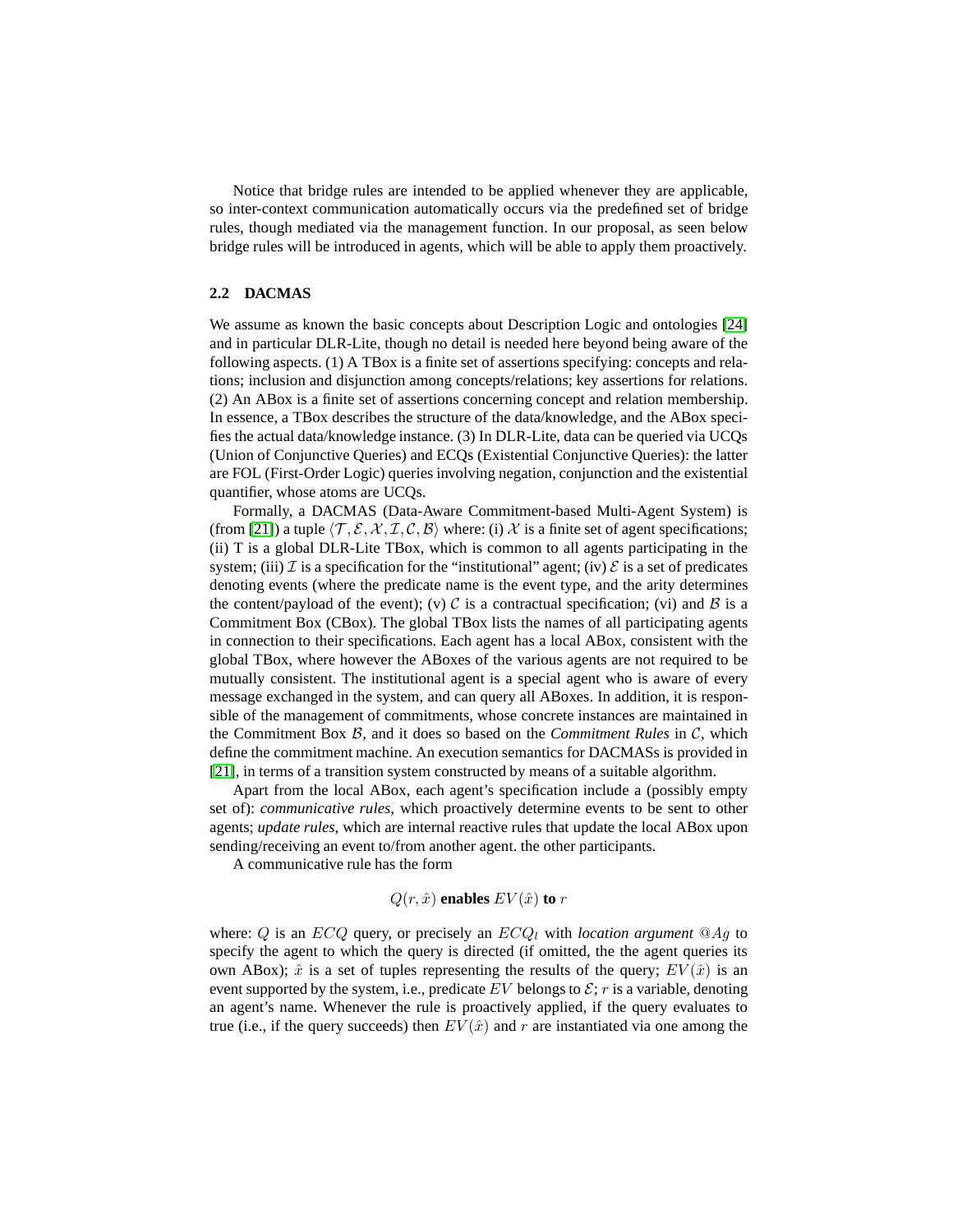Notice that bridge rules are intended to be applied whenever they are applicable, so inter-context communication automatically occurs via the predefined set of bridge rules, though mediated via the management function. In our proposal, as seen below bridge rules will be introduced in agents, which will be able to apply them proactively.

### 2.2 DACMAS

We assume as known the basic concepts about Description Logic and ontologies [24] and in particular DLR-Lite, though no detail is needed here beyond being aware of the following aspects. (1) A TBox is a finite set of assertions specifying: concepts and relations; inclusion and disjunction among concepts/relations; key assertions for relations. (2) An ABox is a finite set of assertions concerning concept and relation membership. In essence, a TBox describes the structure of the data/knowledge, and the ABox specifies the actual data/knowledge instance. (3) In DLR-Lite, data can be queried via UCQs (Union of Conjunctive Queries) and ECQs (Existential Conjunctive Queries): the latter are FOL (First-Order Logic) queries involving negation, conjunction and the existential quantifier, whose atoms are UCQs.

Formally, a DACMAS (Data-Aware Commitment-based Multi-Agent System) is (from [21]) a tuple $\langle \mathcal{T}, \mathcal{E}, \mathcal{X}, \mathcal{I}, \mathcal{C}, \mathcal{B} \rangle$ where: (i) $\mathcal{X}$ is a finite set of agent specifications; (ii) T is a global DLR-Lite TBox, which is common to all agents participating in the system; (iii) $\mathcal{I}$ is a specification for the "institutional" agent; (iv) $\mathcal{E}$ is a set of predicates denoting events (where the predicate name is the event type, and the arity determines the content/payload of the event); (v) $\mathcal{C}$ is a contractual specification; (vi) and $\mathcal{B}$ is a Commitment Box (CBox). The global TBox lists the names of all participating agents in connection to their specifications. Each agent has a local ABox, consistent with the global TBox, where however the ABoxes of the various agents are not required to be mutually consistent. The institutional agent is a special agent who is aware of every message exchanged in the system, and can query all ABoxes. In addition, it is responsible of the management of commitments, whose concrete instances are maintained in the Commitment Box $\mathcal{B}$, and it does so based on the *Commitment Rules* in $\mathcal{C}$, which define the commitment machine. An execution semantics for DACMASs is provided in [21], in terms of a transition system constructed by means of a suitable algorithm.

Apart from the local ABox, each agent's specification include a (possibly empty set of): *communicative rules*, which proactively determine events to be sent to other agents; *update rules*, which are internal reactive rules that update the local ABox upon sending/receiving an event to/from another agent. the other participants.

A communicative rule has the form

$$Q(r, \hat{x}) \textbf{ enables } EV(\hat{x}) \textbf{ to } r$$

where: $Q$ is an $ECQ$ query, or precisely an $ECQ_l$ with *location argument* $@Ag$ to specify the agent to which the query is directed (if omitted, the the agent queries its own ABox); $\hat{x}$ is a set of tuples representing the results of the query; $EV(\hat{x})$ is an event supported by the system, i.e., predicate $EV$ belongs to $\mathcal{E}$; $r$ is a variable, denoting an agent's name. Whenever the rule is proactively applied, if the query evaluates to true (i.e., if the query succeeds) then $EV(\hat{x})$ and $r$ are instantiated via one among the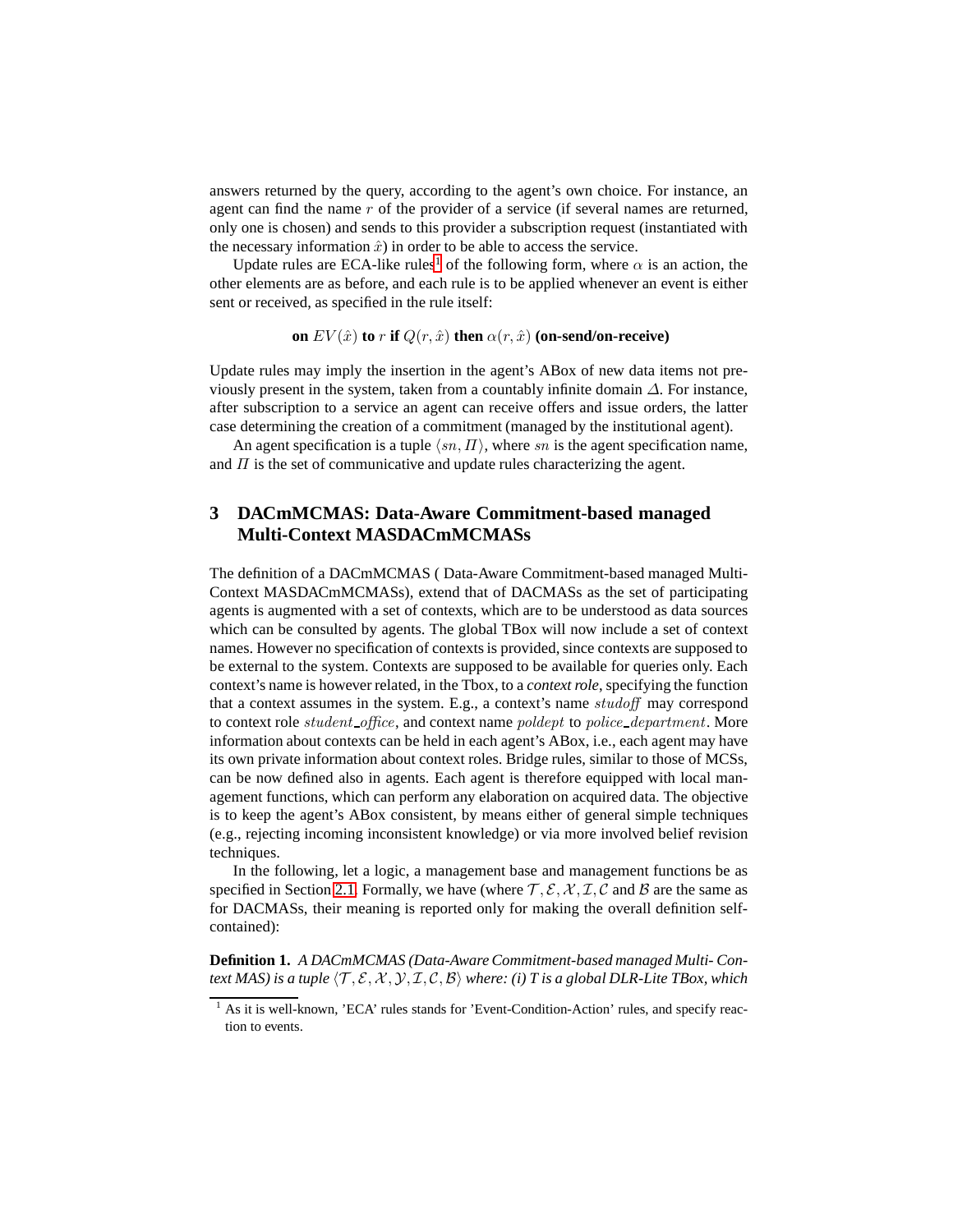answers returned by the query, according to the agent's own choice. For instance, an agent can find the name $r$ of the provider of a service (if several names are returned, only one is chosen) and sends to this provider a subscription request (instantiated with the necessary information $\hat{x}$) in order to be able to access the service.

Update rules are ECA-like rules[1] of the following form, where $\alpha$ is an action, the other elements are as before, and each rule is to be applied whenever an event is either sent or received, as specified in the rule itself:

**on** $EV(\hat{x})$ **to** $r$ **if** $Q(r, \hat{x})$ **then** $\alpha(r, \hat{x})$ **(on-send/on-receive)**

Update rules may imply the insertion in the agent's ABox of new data items not previously present in the system, taken from a countably infinite domain $\Delta$. For instance, after subscription to a service an agent can receive offers and issue orders, the latter case determining the creation of a commitment (managed by the institutional agent).

An agent specification is a tuple $\langle sn, \Pi \rangle$, where $sn$ is the agent specification name, and $\Pi$ is the set of communicative and update rules characterizing the agent.

## 3 DACmMCMAS: Data-Aware Commitment-based managed Multi-Context MASDACmMCMASs

The definition of a DACmMCMAS ( Data-Aware Commitment-based managed Multi-Context MASDACmMCMASs), extend that of DACMASs as the set of participating agents is augmented with a set of contexts, which are to be understood as data sources which can be consulted by agents. The global TBox will now include a set of context names. However no specification of contexts is provided, since contexts are supposed to be external to the system. Contexts are supposed to be available for queries only. Each context's name is however related, in the Tbox, to a *context role*, specifying the function that a context assumes in the system. E.g., a context's name $\mathit{studoff}$ may correspond to context role $\mathit{student\_office}$, and context name $\mathit{poldept}$ to $\mathit{police\_department}$. More information about contexts can be held in each agent's ABox, i.e., each agent may have its own private information about context roles. Bridge rules, similar to those of MCSs, can be now defined also in agents. Each agent is therefore equipped with local management functions, which can perform any elaboration on acquired data. The objective is to keep the agent's ABox consistent, by means either of general simple techniques (e.g., rejecting incoming inconsistent knowledge) or via more involved belief revision techniques.

In the following, let a logic, a management base and management functions be as specified in Section 2.1. Formally, we have (where $\mathcal{T}, \mathcal{E}, \mathcal{X}, \mathcal{I}, \mathcal{C}$ and $\mathcal{B}$ are the same as for DACMASs, their meaning is reported only for making the overall definition self-contained):

**Definition 1.** *A DACmMCMAS (Data-Aware Commitment-based managed Multi- Context MAS) is a tuple* $\langle \mathcal{T}, \mathcal{E}, \mathcal{X}, \mathcal{Y}, \mathcal{I}, \mathcal{C}, \mathcal{B} \rangle$ *where: (i) T is a global DLR-Lite TBox, which*

[1] As it is well-known, 'ECA' rules stands for 'Event-Condition-Action' rules, and specify reaction to events.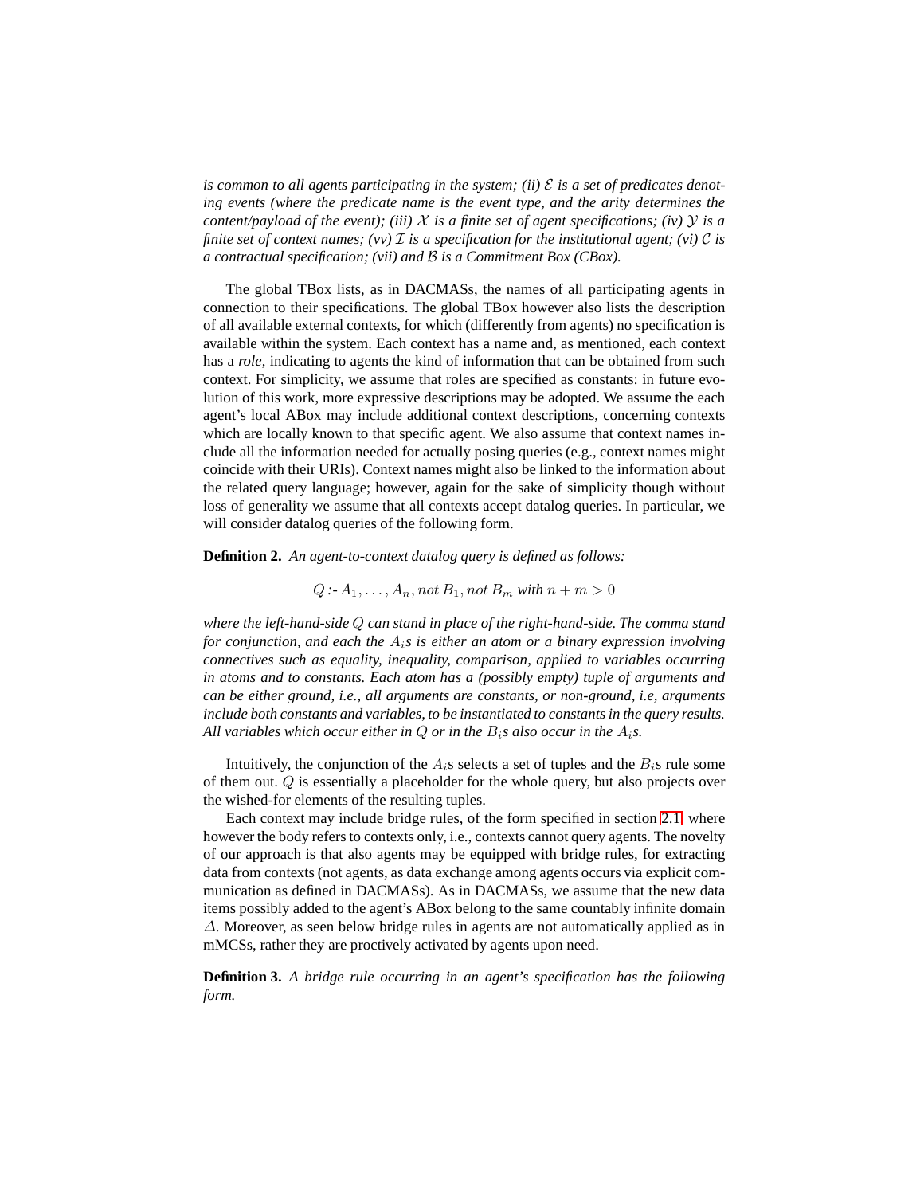*is common to all agents participating in the system; (ii) $\mathcal{E}$ is a set of predicates denoting events (where the predicate name is the event type, and the arity determines the content/payload of the event); (iii) $\mathcal{X}$ is a finite set of agent specifications; (iv) $\mathcal{Y}$ is a finite set of context names; (vv) $\mathcal{I}$ is a specification for the institutional agent; (vi) $\mathcal{C}$ is a contractual specification; (vii) and $\mathcal{B}$ is a Commitment Box (CBox).*

The global TBox lists, as in DACMASs, the names of all participating agents in connection to their specifications. The global TBox however also lists the description of all available external contexts, for which (differently from agents) no specification is available within the system. Each context has a name and, as mentioned, each context has a *role*, indicating to agents the kind of information that can be obtained from such context. For simplicity, we assume that roles are specified as constants: in future evolution of this work, more expressive descriptions may be adopted. We assume the each agent's local ABox may include additional context descriptions, concerning contexts which are locally known to that specific agent. We also assume that context names include all the information needed for actually posing queries (e.g., context names might coincide with their URIs). Context names might also be linked to the information about the related query language; however, again for the sake of simplicity though without loss of generality we assume that all contexts accept datalog queries. In particular, we will consider datalog queries of the following form.

**Definition 2.** *An agent-to-context datalog query is defined as follows:*

$$Q \text{ :- } A_1, \ldots, A_n, not\ B_1, not\ B_m \text{ with } n + m > 0$$

*where the left-hand-side $Q$ can stand in place of the right-hand-side. The comma stand for conjunction, and each the $A_i$s is either an atom or a binary expression involving connectives such as equality, inequality, comparison, applied to variables occurring in atoms and to constants. Each atom has a (possibly empty) tuple of arguments and can be either ground, i.e., all arguments are constants, or non-ground, i.e, arguments include both constants and variables, to be instantiated to constants in the query results. All variables which occur either in $Q$ or in the $B_i$s also occur in the $A_i$s.*

Intuitively, the conjunction of the $A_i$s selects a set of tuples and the $B_i$s rule some of them out. $Q$ is essentially a placeholder for the whole query, but also projects over the wished-for elements of the resulting tuples.

Each context may include bridge rules, of the form specified in section 2.1, where however the body refers to contexts only, i.e., contexts cannot query agents. The novelty of our approach is that also agents may be equipped with bridge rules, for extracting data from contexts (not agents, as data exchange among agents occurs via explicit communication as defined in DACMASs). As in DACMASs, we assume that the new data items possibly added to the agent's ABox belong to the same countably infinite domain $\Delta$. Moreover, as seen below bridge rules in agents are not automatically applied as in mMCSs, rather they are proctively activated by agents upon need.

**Definition 3.** *A bridge rule occurring in an agent's specification has the following form.*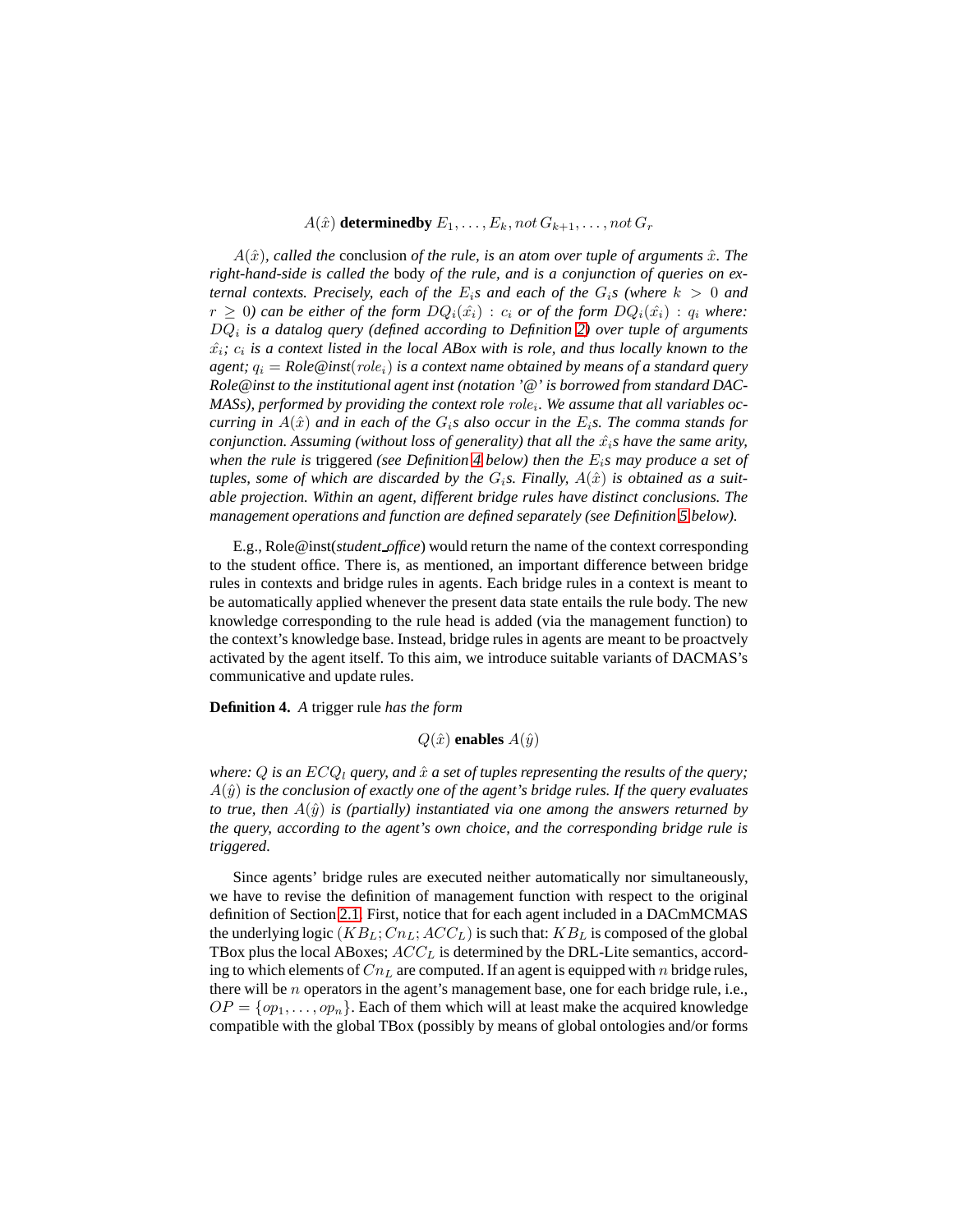$$A(\hat{x}) \textbf{ determinedby } E_1, \ldots, E_k, not\, G_{k+1}, \ldots, not\, G_r$$

*$A(\hat{x})$, called the* conclusion *of the rule, is an atom over tuple of arguments $\hat{x}$. The right-hand-side is called the* body *of the rule, and is a conjunction of queries on external contexts. Precisely, each of the $E_i$s and each of the $G_i$s (where $k > 0$ and $r \geq 0$) can be either of the form $DQ_i(\hat{x_i}) : c_i$ or of the form $DQ_i(\hat{x_i}) : q_i$ where: $DQ_i$ is a datalog query (defined according to Definition 2) over tuple of arguments $\hat{x_i}$; $c_i$ is a context listed in the local ABox with is role, and thus locally known to the agent; $q_i$ = Role@inst($role_i$) is a context name obtained by means of a standard query Role@inst to the institutional agent inst (notation '@' is borrowed from standard DACMASs), performed by providing the context role $role_i$. We assume that all variables occurring in $A(\hat{x})$ and in each of the $G_i$s also occur in the $E_i$s. The comma stands for conjunction. Assuming (without loss of generality) that all the $\hat{x_i}$s have the same arity, when the rule is* triggered *(see Definition 4 below) then the $E_i$s may produce a set of tuples, some of which are discarded by the $G_i$s. Finally, $A(\hat{x})$ is obtained as a suitable projection. Within an agent, different bridge rules have distinct conclusions. The management operations and function are defined separately (see Definition 5 below).*

E.g., Role@inst(*student_office*) would return the name of the context corresponding to the student office. There is, as mentioned, an important difference between bridge rules in contexts and bridge rules in agents. Each bridge rules in a context is meant to be automatically applied whenever the present data state entails the rule body. The new knowledge corresponding to the rule head is added (via the management function) to the context's knowledge base. Instead, bridge rules in agents are meant to be proactvely activated by the agent itself. To this aim, we introduce suitable variants of DACMAS's communicative and update rules.

**Definition 4.** *A* trigger rule *has the form*

$$Q(\hat{x}) \textbf{ enables } A(\hat{y})$$

*where: $Q$ is an $ECQ_l$ query, and $\hat{x}$ a set of tuples representing the results of the query; $A(\hat{y})$ is the conclusion of exactly one of the agent's bridge rules. If the query evaluates to true, then $A(\hat{y})$ is (partially) instantiated via one among the answers returned by the query, according to the agent's own choice, and the corresponding bridge rule is triggered.*

Since agents' bridge rules are executed neither automatically nor simultaneously, we have to revise the definition of management function with respect to the original definition of Section 2.1. First, notice that for each agent included in a DACmMCMAS the underlying logic $(KB_L; Cn_L; ACC_L)$ is such that: $KB_L$ is composed of the global TBox plus the local ABoxes; $ACC_L$ is determined by the DRL-Lite semantics, according to which elements of $Cn_L$ are computed. If an agent is equipped with $n$ bridge rules, there will be $n$ operators in the agent's management base, one for each bridge rule, i.e., $OP = \{op_1, \ldots, op_n\}$. Each of them which will at least make the acquired knowledge compatible with the global TBox (possibly by means of global ontologies and/or forms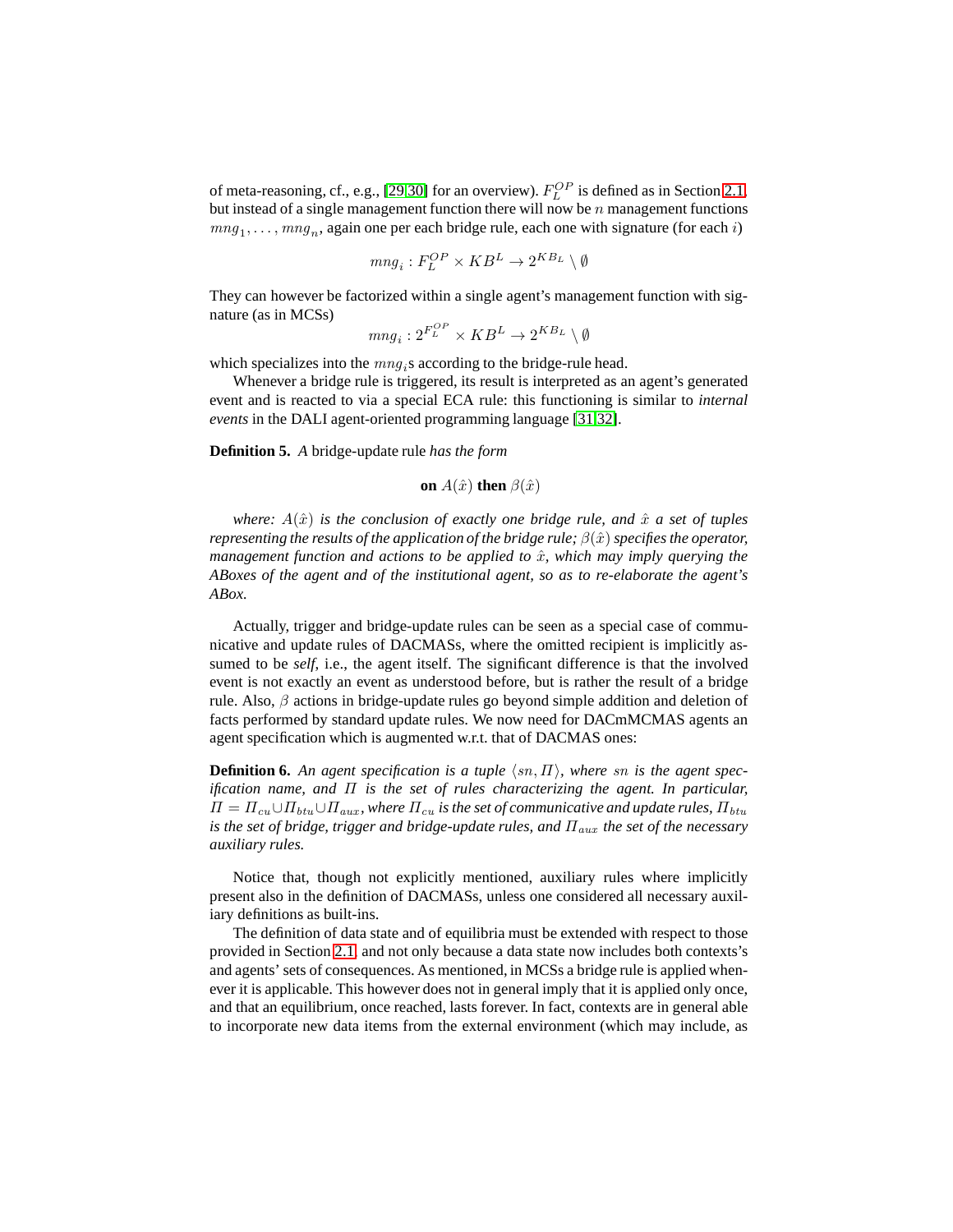of meta-reasoning, cf., e.g., [29,30] for an overview). $F_L^{OP}$ is defined as in Section 2.1, but instead of a single management function there will now be $n$ management functions $mng_1, \ldots, mng_n$, again one per each bridge rule, each one with signature (for each $i$)

$$mng_i : F_L^{OP} \times KB^L \rightarrow 2^{KB_L} \setminus \emptyset$$

They can however be factorized within a single agent's management function with signature (as in MCSs)

$$mng_i : 2^{F_L^{OP}} \times KB^L \rightarrow 2^{KB_L} \setminus \emptyset$$

which specializes into the $mng_i$s according to the bridge-rule head.

Whenever a bridge rule is triggered, its result is interpreted as an agent's generated event and is reacted to via a special ECA rule: this functioning is similar to *internal events* in the DALI agent-oriented programming language [31,32].

**Definition 5.** *A* bridge-update rule *has the form*

$$\textbf{on } A(\hat{x}) \textbf{ then } \beta(\hat{x})$$

*where: $A(\hat{x})$ is the conclusion of exactly one bridge rule, and $\hat{x}$ a set of tuples representing the results of the application of the bridge rule; $\beta(\hat{x})$ specifies the operator, management function and actions to be applied to $\hat{x}$, which may imply querying the ABoxes of the agent and of the institutional agent, so as to re-elaborate the agent's ABox.*

Actually, trigger and bridge-update rules can be seen as a special case of communicative and update rules of DACMASs, where the omitted recipient is implicitly assumed to be *self*, i.e., the agent itself. The significant difference is that the involved event is not exactly an event as understood before, but is rather the result of a bridge rule. Also, $\beta$ actions in bridge-update rules go beyond simple addition and deletion of facts performed by standard update rules. We now need for DACmMCMAS agents an agent specification which is augmented w.r.t. that of DACMAS ones:

**Definition 6.** *An agent specification is a tuple $\langle sn, \Pi \rangle$, where $sn$ is the agent specification name, and $\Pi$ is the set of rules characterizing the agent. In particular, $\Pi = \Pi_{cu} \cup \Pi_{btu} \cup \Pi_{aux}$, where $\Pi_{cu}$ is the set of communicative and update rules, $\Pi_{btu}$ is the set of bridge, trigger and bridge-update rules, and $\Pi_{aux}$ the set of the necessary auxiliary rules.*

Notice that, though not explicitly mentioned, auxiliary rules where implicitly present also in the definition of DACMASs, unless one considered all necessary auxiliary definitions as built-ins.

The definition of data state and of equilibria must be extended with respect to those provided in Section 2.1 and not only because a data state now includes both contexts's and agents' sets of consequences. As mentioned, in MCSs a bridge rule is applied whenever it is applicable. This however does not in general imply that it is applied only once, and that an equilibrium, once reached, lasts forever. In fact, contexts are in general able to incorporate new data items from the external environment (which may include, as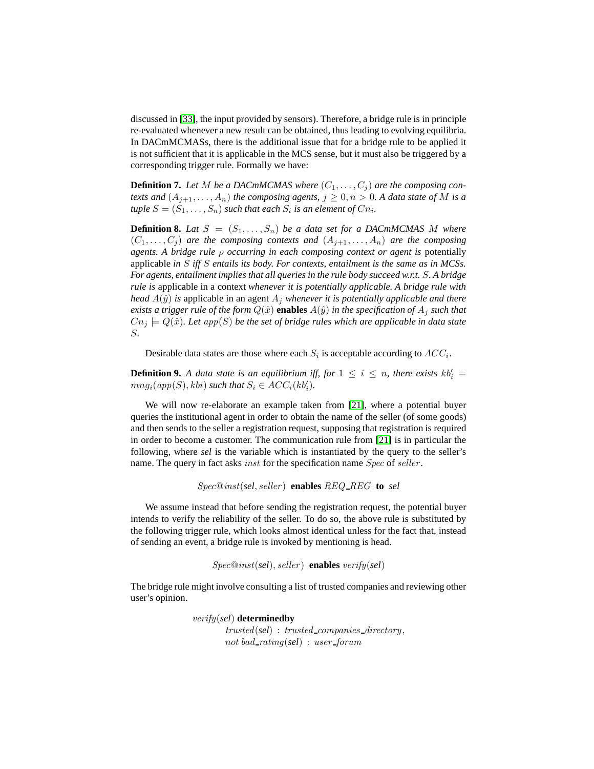discussed in [33], the input provided by sensors). Therefore, a bridge rule is in principle re-evaluated whenever a new result can be obtained, thus leading to evolving equilibria. In DACmMCMASs, there is the additional issue that for a bridge rule to be applied it is not sufficient that it is applicable in the MCS sense, but it must also be triggered by a corresponding trigger rule. Formally we have:

**Definition 7.** *Let $M$ be a DACmMCMAS where $(C_1, \ldots, C_j)$ are the composing contexts and $(A_{j+1}, \ldots, A_n)$ the composing agents, $j \geq 0, n > 0$. A data state of $M$ is a tuple $S = (S_1, \ldots, S_n)$ such that each $S_i$ is an element of $Cn_i$.*

**Definition 8.** *Lat $S = (S_1, \ldots, S_n)$ be a data set for a DACmMCMAS $M$ where $(C_1, \ldots, C_j)$ are the composing contexts and $(A_{j+1}, \ldots, A_n)$ are the composing agents. A bridge rule $\rho$ occurring in each composing context or agent is* potentially applicable *in $S$ iff $S$ entails its body. For contexts, entailment is the same as in MCSs. For agents, entailment implies that all queries in the rule body succeed w.r.t. $S$. A bridge rule is* applicable in a context *whenever it is potentially applicable. A bridge rule with head $A(\hat{y})$ is* applicable in an agent *$A_j$ whenever it is potentially applicable and there exists a trigger rule of the form $Q(\hat{x})$* **enables** *$A(\hat{y})$ in the specification of $A_j$ such that $Cn_j \models Q(\hat{x})$. Let $app(S)$ be the set of bridge rules which are applicable in data state $S$.*

Desirable data states are those where each $S_i$ is acceptable according to $ACC_i$.

**Definition 9.** *A data state is an equilibrium iff, for $1 \leq i \leq n$, there exists $kb'_i = mng_i(app(S), kbi)$ such that $S_i \in ACC_i(kb'_i)$.*

We will now re-elaborate an example taken from [21], where a potential buyer queries the institutional agent in order to obtain the name of the seller (of some goods) and then sends to the seller a registration request, supposing that registration is required in order to become a customer. The communication rule from [21] is in particular the following, where *sel* is the variable which is instantiated by the query to the seller's name. The query in fact asks $inst$ for the specification name $Spec$ of $seller$.

$$Spec@inst(\textit{sel}, seller) \ \textbf{enables} \ REQ\_REG \ \textbf{to} \ \textit{sel}$$

We assume instead that before sending the registration request, the potential buyer intends to verify the reliability of the seller. To do so, the above rule is substituted by the following trigger rule, which looks almost identical unless for the fact that, instead of sending an event, a bridge rule is invoked by mentioning is head.

$$Spec@inst(\textit{sel}), seller) \ \textbf{enables} \ verify(\textit{sel})$$

The bridge rule might involve consulting a list of trusted companies and reviewing other user's opinion.

$$\begin{array}{l} verify(\textit{sel}) \ \textbf{determinedby} \\ \quad trusted(\textit{sel}) \ : \ trusted\_companies\_directory, \\ \quad not \ bad\_rating(\textit{sel}) \ : \ user\_forum \end{array}$$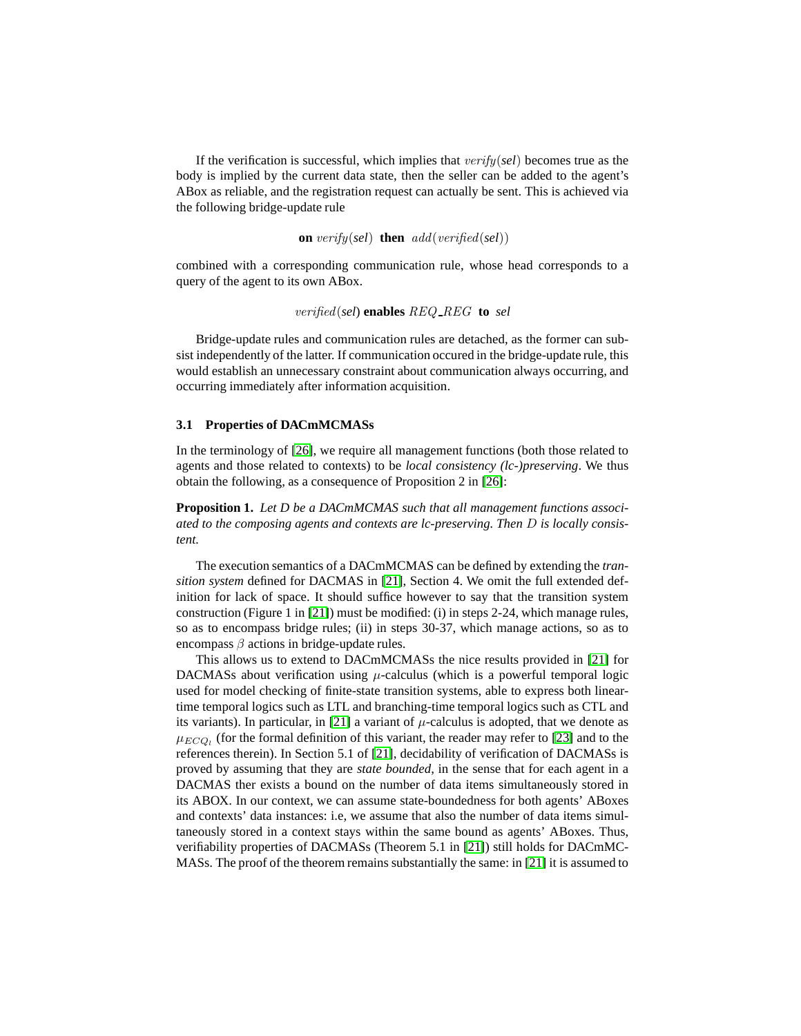If the verification is successful, which implies that $verify(\textbf{\textit{sel}})$ becomes true as the body is implied by the current data state, then the seller can be added to the agent's ABox as reliable, and the registration request can actually be sent. This is achieved via the following bridge-update rule

$$\textbf{on } verify(\textbf{\textit{sel}}) \textbf{ then } add(verified(\textbf{\textit{sel}}))$$

combined with a corresponding communication rule, whose head corresponds to a query of the agent to its own ABox.

$$verified(\textbf{\textit{sel}}) \textbf{ enables } REQ\_REG \textbf{ to } sel$$

Bridge-update rules and communication rules are detached, as the former can subsist independently of the latter. If communication occured in the bridge-update rule, this would establish an unnecessary constraint about communication always occurring, and occurring immediately after information acquisition.

### 3.1 Properties of DACmMCMASs

In the terminology of [26], we require all management functions (both those related to agents and those related to contexts) to be *local consistency (lc-)preserving*. We thus obtain the following, as a consequence of Proposition 2 in [26]:

**Proposition 1.** *Let D be a DACmMCMAS such that all management functions associated to the composing agents and contexts are lc-preserving. Then $D$ is locally consistent.*

The execution semantics of a DACmMCMAS can be defined by extending the *transition system* defined for DACMAS in [21], Section 4. We omit the full extended definition for lack of space. It should suffice however to say that the transition system construction (Figure 1 in [21]) must be modified: (i) in steps 2-24, which manage rules, so as to encompass bridge rules; (ii) in steps 30-37, which manage actions, so as to encompass $\beta$ actions in bridge-update rules.

This allows us to extend to DACmMCMASs the nice results provided in [21] for DACMASs about verification using $\mu$-calculus (which is a powerful temporal logic used for model checking of finite-state transition systems, able to express both linear-time temporal logics such as LTL and branching-time temporal logics such as CTL and its variants). In particular, in [21] a variant of $\mu$-calculus is adopted, that we denote as $\mu_{ECQ_l}$ (for the formal definition of this variant, the reader may refer to [23] and to the references therein). In Section 5.1 of [21], decidability of verification of DACMASs is proved by assuming that they are *state bounded*, in the sense that for each agent in a DACMAS ther exists a bound on the number of data items simultaneously stored in its ABOX. In our context, we can assume state-boundedness for both agents' ABoxes and contexts' data instances: i.e, we assume that also the number of data items simultaneously stored in a context stays within the same bound as agents' ABoxes. Thus, verifiability properties of DACMASs (Theorem 5.1 in [21]) still holds for DACmMCMASs. The proof of the theorem remains substantially the same: in [21] it is assumed to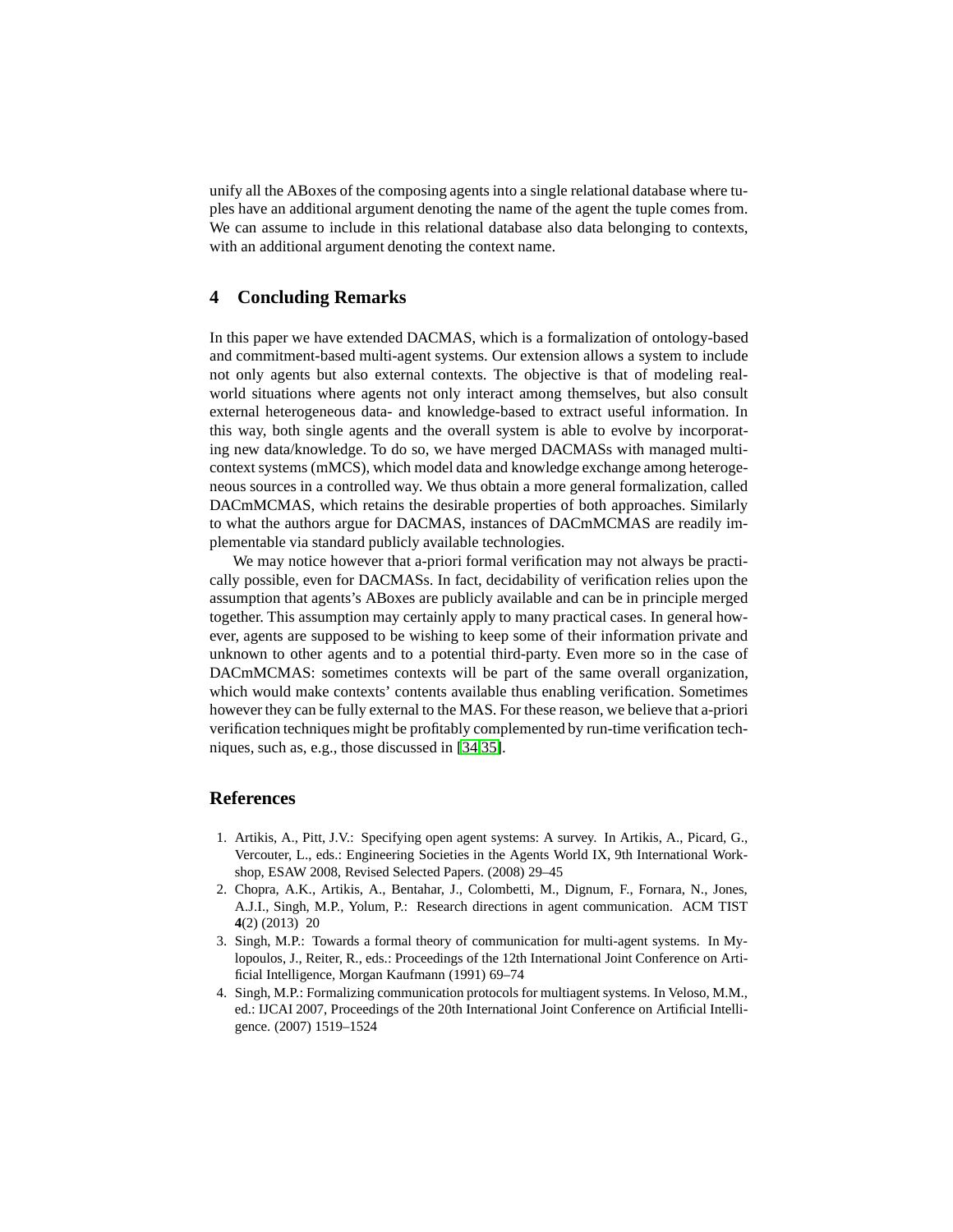unify all the ABoxes of the composing agents into a single relational database where tuples have an additional argument denoting the name of the agent the tuple comes from. We can assume to include in this relational database also data belonging to contexts, with an additional argument denoting the context name.

## 4 Concluding Remarks

In this paper we have extended DACMAS, which is a formalization of ontology-based and commitment-based multi-agent systems. Our extension allows a system to include not only agents but also external contexts. The objective is that of modeling real-world situations where agents not only interact among themselves, but also consult external heterogeneous data- and knowledge-based to extract useful information. In this way, both single agents and the overall system is able to evolve by incorporating new data/knowledge. To do so, we have merged DACMASs with managed multi-context systems (mMCS), which model data and knowledge exchange among heterogeneous sources in a controlled way. We thus obtain a more general formalization, called DACmMCMAS, which retains the desirable properties of both approaches. Similarly to what the authors argue for DACMAS, instances of DACmMCMAS are readily implementable via standard publicly available technologies.

We may notice however that a-priori formal verification may not always be practically possible, even for DACMASs. In fact, decidability of verification relies upon the assumption that agents's ABoxes are publicly available and can be in principle merged together. This assumption may certainly apply to many practical cases. In general however, agents are supposed to be wishing to keep some of their information private and unknown to other agents and to a potential third-party. Even more so in the case of DACmMCMAS: sometimes contexts will be part of the same overall organization, which would make contexts' contents available thus enabling verification. Sometimes however they can be fully external to the MAS. For these reason, we believe that a-priori verification techniques might be profitably complemented by run-time verification techniques, such as, e.g., those discussed in [34,35].

## References

1. Artikis, A., Pitt, J.V.: Specifying open agent systems: A survey. In Artikis, A., Picard, G., Vercouter, L., eds.: Engineering Societies in the Agents World IX, 9th International Workshop, ESAW 2008, Revised Selected Papers. (2008) 29–45
2. Chopra, A.K., Artikis, A., Bentahar, J., Colombetti, M., Dignum, F., Fornara, N., Jones, A.J.I., Singh, M.P., Yolum, P.: Research directions in agent communication. ACM TIST **4**(2) (2013) 20
3. Singh, M.P.: Towards a formal theory of communication for multi-agent systems. In Mylopoulos, J., Reiter, R., eds.: Proceedings of the 12th International Joint Conference on Artificial Intelligence, Morgan Kaufmann (1991) 69–74
4. Singh, M.P.: Formalizing communication protocols for multiagent systems. In Veloso, M.M., ed.: IJCAI 2007, Proceedings of the 20th International Joint Conference on Artificial Intelligence. (2007) 1519–1524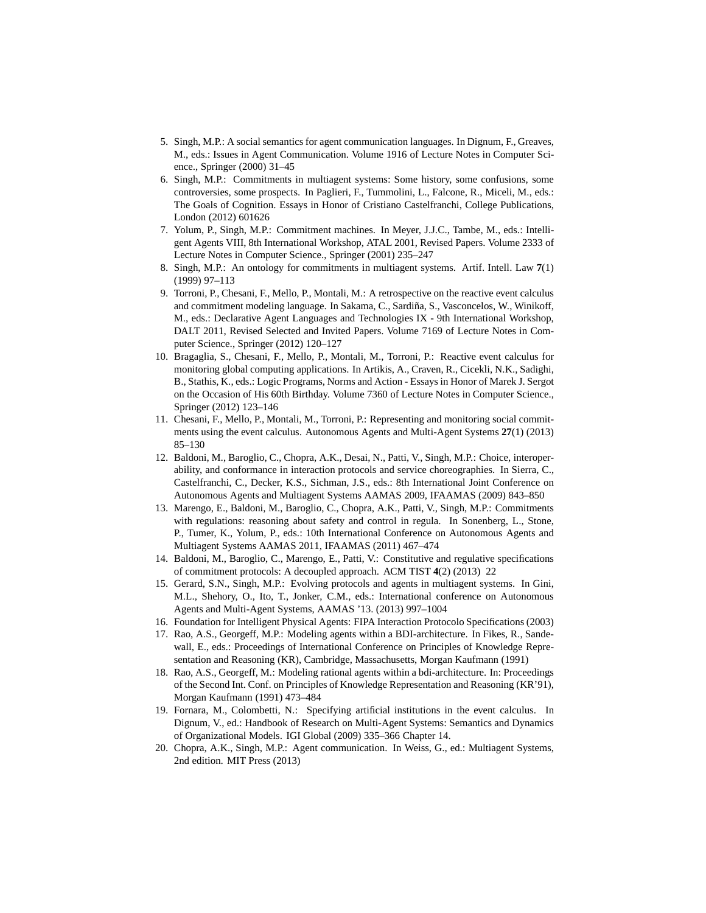5. Singh, M.P.: A social semantics for agent communication languages. In Dignum, F., Greaves, M., eds.: Issues in Agent Communication. Volume 1916 of Lecture Notes in Computer Science., Springer (2000) 31–45
6. Singh, M.P.: Commitments in multiagent systems: Some history, some confusions, some controversies, some prospects. In Paglieri, F., Tummolini, L., Falcone, R., Miceli, M., eds.: The Goals of Cognition. Essays in Honor of Cristiano Castelfranchi, College Publications, London (2012) 601626
7. Yolum, P., Singh, M.P.: Commitment machines. In Meyer, J.J.C., Tambe, M., eds.: Intelligent Agents VIII, 8th International Workshop, ATAL 2001, Revised Papers. Volume 2333 of Lecture Notes in Computer Science., Springer (2001) 235–247
8. Singh, M.P.: An ontology for commitments in multiagent systems. Artif. Intell. Law **7**(1) (1999) 97–113
9. Torroni, P., Chesani, F., Mello, P., Montali, M.: A retrospective on the reactive event calculus and commitment modeling language. In Sakama, C., Sardiña, S., Vasconcelos, W., Winikoff, M., eds.: Declarative Agent Languages and Technologies IX - 9th International Workshop, DALT 2011, Revised Selected and Invited Papers. Volume 7169 of Lecture Notes in Computer Science., Springer (2012) 120–127
10. Bragaglia, S., Chesani, F., Mello, P., Montali, M., Torroni, P.: Reactive event calculus for monitoring global computing applications. In Artikis, A., Craven, R., Cicekli, N.K., Sadighi, B., Stathis, K., eds.: Logic Programs, Norms and Action - Essays in Honor of Marek J. Sergot on the Occasion of His 60th Birthday. Volume 7360 of Lecture Notes in Computer Science., Springer (2012) 123–146
11. Chesani, F., Mello, P., Montali, M., Torroni, P.: Representing and monitoring social commitments using the event calculus. Autonomous Agents and Multi-Agent Systems **27**(1) (2013) 85–130
12. Baldoni, M., Baroglio, C., Chopra, A.K., Desai, N., Patti, V., Singh, M.P.: Choice, interoperability, and conformance in interaction protocols and service choreographies. In Sierra, C., Castelfranchi, C., Decker, K.S., Sichman, J.S., eds.: 8th International Joint Conference on Autonomous Agents and Multiagent Systems AAMAS 2009, IFAAMAS (2009) 843–850
13. Marengo, E., Baldoni, M., Baroglio, C., Chopra, A.K., Patti, V., Singh, M.P.: Commitments with regulations: reasoning about safety and control in regula. In Sonenberg, L., Stone, P., Tumer, K., Yolum, P., eds.: 10th International Conference on Autonomous Agents and Multiagent Systems AAMAS 2011, IFAAMAS (2011) 467–474
14. Baldoni, M., Baroglio, C., Marengo, E., Patti, V.: Constitutive and regulative specifications of commitment protocols: A decoupled approach. ACM TIST **4**(2) (2013) 22
15. Gerard, S.N., Singh, M.P.: Evolving protocols and agents in multiagent systems. In Gini, M.L., Shehory, O., Ito, T., Jonker, C.M., eds.: International conference on Autonomous Agents and Multi-Agent Systems, AAMAS '13. (2013) 997–1004
16. Foundation for Intelligent Physical Agents: FIPA Interaction Protocolo Specifications (2003)
17. Rao, A.S., Georgeff, M.P.: Modeling agents within a BDI-architecture. In Fikes, R., Sandewall, E., eds.: Proceedings of International Conference on Principles of Knowledge Representation and Reasoning (KR), Cambridge, Massachusetts, Morgan Kaufmann (1991)
18. Rao, A.S., Georgeff, M.: Modeling rational agents within a bdi-architecture. In: Proceedings of the Second Int. Conf. on Principles of Knowledge Representation and Reasoning (KR'91), Morgan Kaufmann (1991) 473–484
19. Fornara, M., Colombetti, N.: Specifying artificial institutions in the event calculus. In Dignum, V., ed.: Handbook of Research on Multi-Agent Systems: Semantics and Dynamics of Organizational Models. IGI Global (2009) 335–366 Chapter 14.
20. Chopra, A.K., Singh, M.P.: Agent communication. In Weiss, G., ed.: Multiagent Systems, 2nd edition. MIT Press (2013)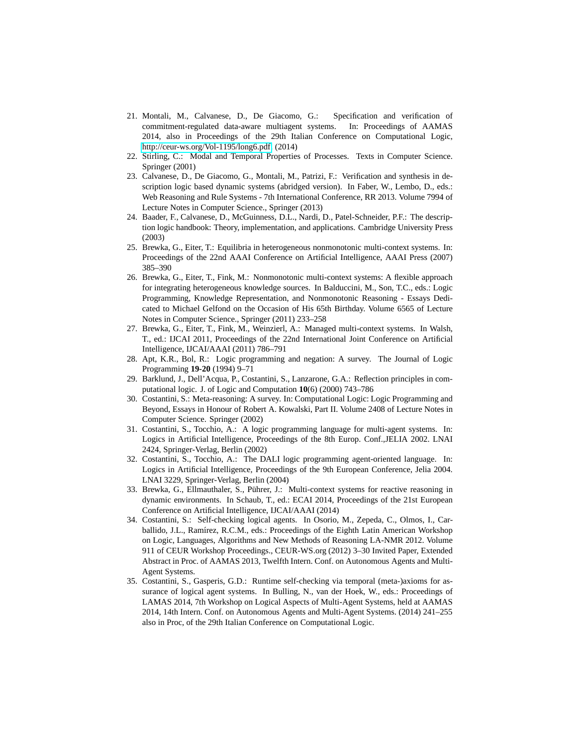21. Montali, M., Calvanese, D., De Giacomo, G.: Specification and verification of commitment-regulated data-aware multiagent systems. In: Proceedings of AAMAS 2014, also in Proceedings of the 29th Italian Conference on Computational Logic, http://ceur-ws.org/Vol-1195/long6.pdf (2014)
22. Stirling, C.: Modal and Temporal Properties of Processes. Texts in Computer Science. Springer (2001)
23. Calvanese, D., De Giacomo, G., Montali, M., Patrizi, F.: Verification and synthesis in description logic based dynamic systems (abridged version). In Faber, W., Lembo, D., eds.: Web Reasoning and Rule Systems - 7th International Conference, RR 2013. Volume 7994 of Lecture Notes in Computer Science., Springer (2013)
24. Baader, F., Calvanese, D., McGuinness, D.L., Nardi, D., Patel-Schneider, P.F.: The description logic handbook: Theory, implementation, and applications. Cambridge University Press (2003)
25. Brewka, G., Eiter, T.: Equilibria in heterogeneous nonmonotonic multi-context systems. In: Proceedings of the 22nd AAAI Conference on Artificial Intelligence, AAAI Press (2007) 385–390
26. Brewka, G., Eiter, T., Fink, M.: Nonmonotonic multi-context systems: A flexible approach for integrating heterogeneous knowledge sources. In Balduccini, M., Son, T.C., eds.: Logic Programming, Knowledge Representation, and Nonmonotonic Reasoning - Essays Dedicated to Michael Gelfond on the Occasion of His 65th Birthday. Volume 6565 of Lecture Notes in Computer Science., Springer (2011) 233–258
27. Brewka, G., Eiter, T., Fink, M., Weinzierl, A.: Managed multi-context systems. In Walsh, T., ed.: IJCAI 2011, Proceedings of the 22nd International Joint Conference on Artificial Intelligence, IJCAI/AAAI (2011) 786–791
28. Apt, K.R., Bol, R.: Logic programming and negation: A survey. The Journal of Logic Programming **19-20** (1994) 9–71
29. Barklund, J., Dell'Acqua, P., Costantini, S., Lanzarone, G.A.: Reflection principles in computational logic. J. of Logic and Computation **10**(6) (2000) 743–786
30. Costantini, S.: Meta-reasoning: A survey. In: Computational Logic: Logic Programming and Beyond, Essays in Honour of Robert A. Kowalski, Part II. Volume 2408 of Lecture Notes in Computer Science. Springer (2002)
31. Costantini, S., Tocchio, A.: A logic programming language for multi-agent systems. In: Logics in Artificial Intelligence, Proceedings of the 8th Europ. Conf.,JELIA 2002. LNAI 2424, Springer-Verlag, Berlin (2002)
32. Costantini, S., Tocchio, A.: The DALI logic programming agent-oriented language. In: Logics in Artificial Intelligence, Proceedings of the 9th European Conference, Jelia 2004. LNAI 3229, Springer-Verlag, Berlin (2004)
33. Brewka, G., Ellmauthaler, S., Pührer, J.: Multi-context systems for reactive reasoning in dynamic environments. In Schaub, T., ed.: ECAI 2014, Proceedings of the 21st European Conference on Artificial Intelligence, IJCAI/AAAI (2014)
34. Costantini, S.: Self-checking logical agents. In Osorio, M., Zepeda, C., Olmos, I., Carballido, J.L., Ramírez, R.C.M., eds.: Proceedings of the Eighth Latin American Workshop on Logic, Languages, Algorithms and New Methods of Reasoning LA-NMR 2012. Volume 911 of CEUR Workshop Proceedings., CEUR-WS.org (2012) 3–30 Invited Paper, Extended Abstract in Proc. of AAMAS 2013, Twelfth Intern. Conf. on Autonomous Agents and Multi-Agent Systems.
35. Costantini, S., Gasperis, G.D.: Runtime self-checking via temporal (meta-)axioms for assurance of logical agent systems. In Bulling, N., van der Hoek, W., eds.: Proceedings of LAMAS 2014, 7th Workshop on Logical Aspects of Multi-Agent Systems, held at AAMAS 2014, 14th Intern. Conf. on Autonomous Agents and Multi-Agent Systems. (2014) 241–255 also in Proc, of the 29th Italian Conference on Computational Logic.